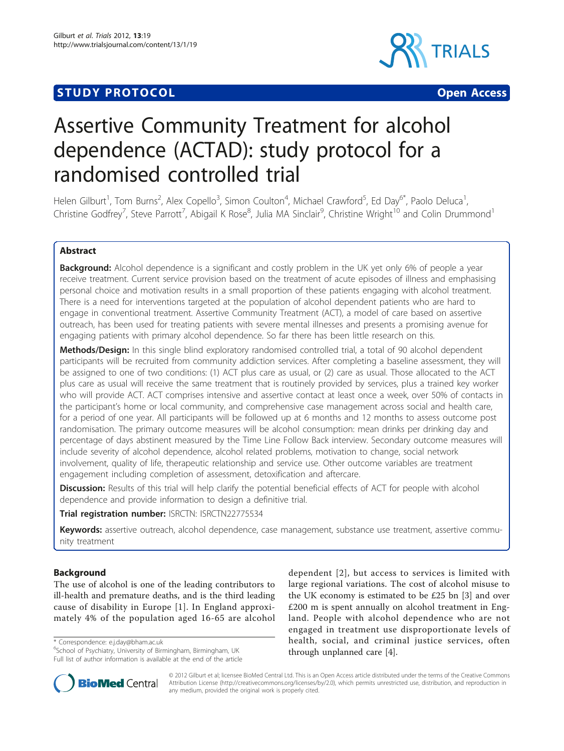STUDY PROTOCOL **Open Access**

# Assertive Community Treatment for alcohol dependence (ACTAD): study protocol for a randomised controlled trial

Helen Gilburt[1], Tom Burns[2], Alex Copello[3], Simon Coulton[4], Michael Crawford[5], Ed Day[6*], Paolo Deluca[1], Christine Godfrey[7], Steve Parrott[7], Abigail K Rose[8], Julia MA Sinclair[9], Christine Wright[10] and Colin Drummond[1]

## Abstract

**Background:** Alcohol dependence is a significant and costly problem in the UK yet only 6% of people a year receive treatment. Current service provision based on the treatment of acute episodes of illness and emphasising personal choice and motivation results in a small proportion of these patients engaging with alcohol treatment. There is a need for interventions targeted at the population of alcohol dependent patients who are hard to engage in conventional treatment. Assertive Community Treatment (ACT), a model of care based on assertive outreach, has been used for treating patients with severe mental illnesses and presents a promising avenue for engaging patients with primary alcohol dependence. So far there has been little research on this.

**Methods/Design:** In this single blind exploratory randomised controlled trial, a total of 90 alcohol dependent participants will be recruited from community addiction services. After completing a baseline assessment, they will be assigned to one of two conditions: (1) ACT plus care as usual, or (2) care as usual. Those allocated to the ACT plus care as usual will receive the same treatment that is routinely provided by services, plus a trained key worker who will provide ACT. ACT comprises intensive and assertive contact at least once a week, over 50% of contacts in the participant's home or local community, and comprehensive case management across social and health care, for a period of one year. All participants will be followed up at 6 months and 12 months to assess outcome post randomisation. The primary outcome measures will be alcohol consumption: mean drinks per drinking day and percentage of days abstinent measured by the Time Line Follow Back interview. Secondary outcome measures will include severity of alcohol dependence, alcohol related problems, motivation to change, social network involvement, quality of life, therapeutic relationship and service use. Other outcome variables are treatment engagement including completion of assessment, detoxification and aftercare.

**Discussion:** Results of this trial will help clarify the potential beneficial effects of ACT for people with alcohol dependence and provide information to design a definitive trial.

**Trial registration number:** ISRCTN: ISRCTN22775534

**Keywords:** assertive outreach, alcohol dependence, case management, substance use treatment, assertive community treatment

## Background

The use of alcohol is one of the leading contributors to ill-health and premature deaths, and is the third leading cause of disability in Europe [1]. In England approximately 4% of the population aged 16-65 are alcohol dependent [2], but access to services is limited with large regional variations. The cost of alcohol misuse to the UK economy is estimated to be £25 bn [3] and over £200 m is spent annually on alcohol treatment in England. People with alcohol dependence who are not engaged in treatment use disproportionate levels of health, social, and criminal justice services, often through unplanned care [4].

\* Correspondence: e.j.day@bham.ac.uk
[6]School of Psychiatry, University of Birmingham, Birmingham, UK
Full list of author information is available at the end of the article

© 2012 Gilburt et al; licensee BioMed Central Ltd. This is an Open Access article distributed under the terms of the Creative Commons Attribution License (http://creativecommons.org/licenses/by/2.0), which permits unrestricted use, distribution, and reproduction in any medium, provided the original work is properly cited.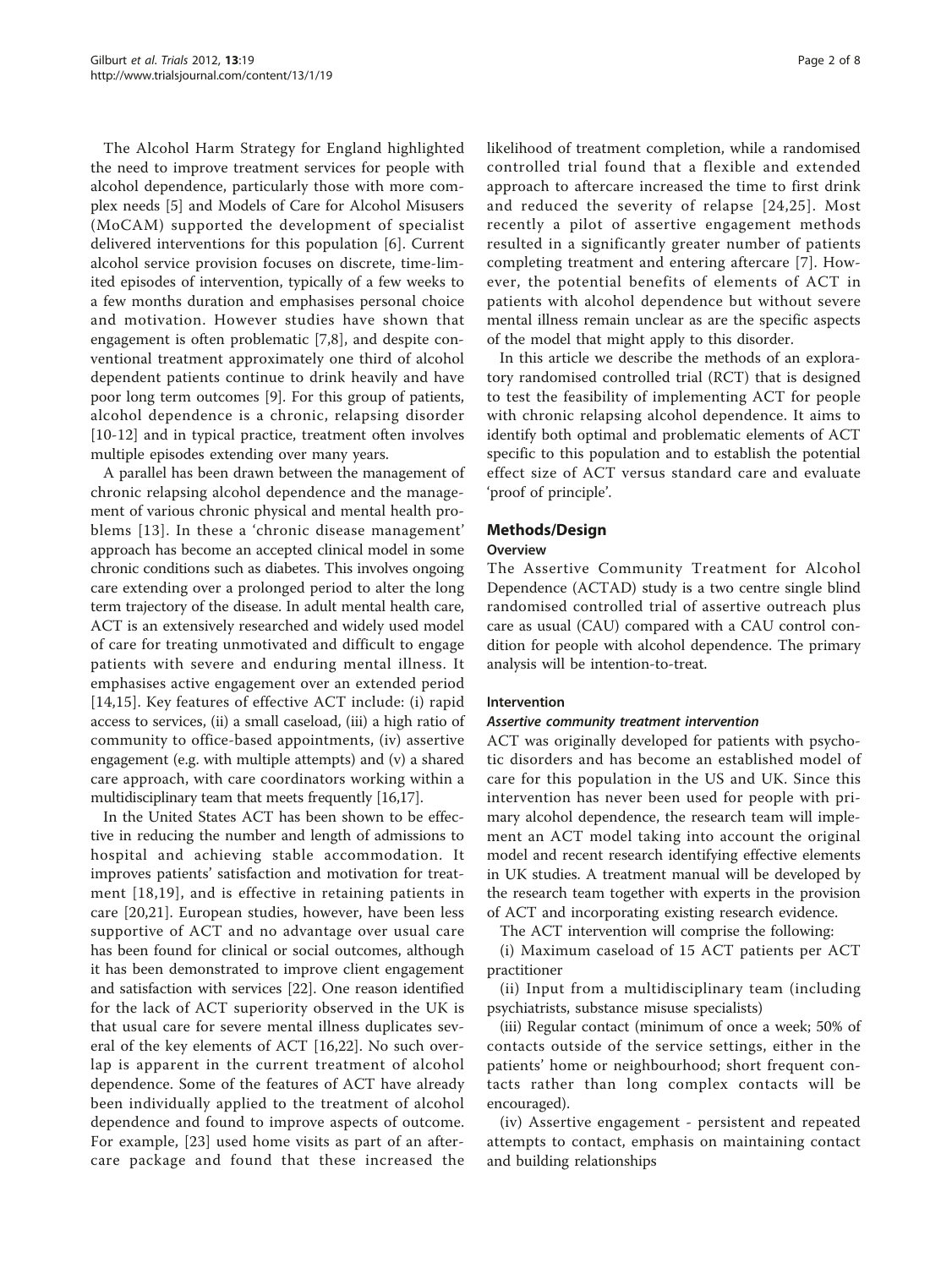The Alcohol Harm Strategy for England highlighted the need to improve treatment services for people with alcohol dependence, particularly those with more complex needs [5] and Models of Care for Alcohol Misusers (MoCAM) supported the development of specialist delivered interventions for this population [6]. Current alcohol service provision focuses on discrete, time-limited episodes of intervention, typically of a few weeks to a few months duration and emphasises personal choice and motivation. However studies have shown that engagement is often problematic [7,8], and despite conventional treatment approximately one third of alcohol dependent patients continue to drink heavily and have poor long term outcomes [9]. For this group of patients, alcohol dependence is a chronic, relapsing disorder [10-12] and in typical practice, treatment often involves multiple episodes extending over many years.

A parallel has been drawn between the management of chronic relapsing alcohol dependence and the management of various chronic physical and mental health problems [13]. In these a 'chronic disease management' approach has become an accepted clinical model in some chronic conditions such as diabetes. This involves ongoing care extending over a prolonged period to alter the long term trajectory of the disease. In adult mental health care, ACT is an extensively researched and widely used model of care for treating unmotivated and difficult to engage patients with severe and enduring mental illness. It emphasises active engagement over an extended period [14,15]. Key features of effective ACT include: (i) rapid access to services, (ii) a small caseload, (iii) a high ratio of community to office-based appointments, (iv) assertive engagement (e.g. with multiple attempts) and (v) a shared care approach, with care coordinators working within a multidisciplinary team that meets frequently [16,17].

In the United States ACT has been shown to be effective in reducing the number and length of admissions to hospital and achieving stable accommodation. It improves patients' satisfaction and motivation for treatment [18,19], and is effective in retaining patients in care [20,21]. European studies, however, have been less supportive of ACT and no advantage over usual care has been found for clinical or social outcomes, although it has been demonstrated to improve client engagement and satisfaction with services [22]. One reason identified for the lack of ACT superiority observed in the UK is that usual care for severe mental illness duplicates several of the key elements of ACT [16,22]. No such overlap is apparent in the current treatment of alcohol dependence. Some of the features of ACT have already been individually applied to the treatment of alcohol dependence and found to improve aspects of outcome. For example, [23] used home visits as part of an aftercare package and found that these increased the likelihood of treatment completion, while a randomised controlled trial found that a flexible and extended approach to aftercare increased the time to first drink and reduced the severity of relapse [24,25]. Most recently a pilot of assertive engagement methods resulted in a significantly greater number of patients completing treatment and entering aftercare [7]. However, the potential benefits of elements of ACT in patients with alcohol dependence but without severe mental illness remain unclear as are the specific aspects of the model that might apply to this disorder.

In this article we describe the methods of an exploratory randomised controlled trial (RCT) that is designed to test the feasibility of implementing ACT for people with chronic relapsing alcohol dependence. It aims to identify both optimal and problematic elements of ACT specific to this population and to establish the potential effect size of ACT versus standard care and evaluate 'proof of principle'.

## Methods/Design

### Overview

The Assertive Community Treatment for Alcohol Dependence (ACTAD) study is a two centre single blind randomised controlled trial of assertive outreach plus care as usual (CAU) compared with a CAU control condition for people with alcohol dependence. The primary analysis will be intention-to-treat.

### Intervention

#### *Assertive community treatment intervention*

ACT was originally developed for patients with psychotic disorders and has become an established model of care for this population in the US and UK. Since this intervention has never been used for people with primary alcohol dependence, the research team will implement an ACT model taking into account the original model and recent research identifying effective elements in UK studies. A treatment manual will be developed by the research team together with experts in the provision of ACT and incorporating existing research evidence.

The ACT intervention will comprise the following:

(i) Maximum caseload of 15 ACT patients per ACT practitioner

(ii) Input from a multidisciplinary team (including psychiatrists, substance misuse specialists)

(iii) Regular contact (minimum of once a week; 50% of contacts outside of the service settings, either in the patients' home or neighbourhood; short frequent contacts rather than long complex contacts will be encouraged).

(iv) Assertive engagement - persistent and repeated attempts to contact, emphasis on maintaining contact and building relationships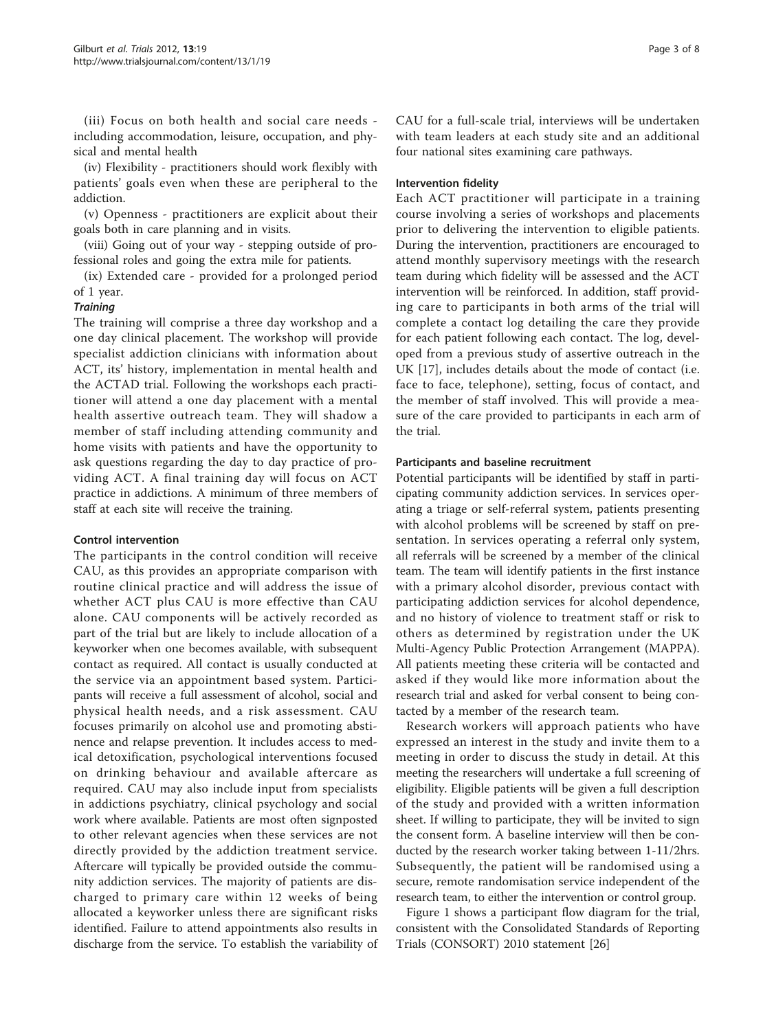(iii) Focus on both health and social care needs - including accommodation, leisure, occupation, and physical and mental health

(iv) Flexibility - practitioners should work flexibly with patients' goals even when these are peripheral to the addiction.

(v) Openness - practitioners are explicit about their goals both in care planning and in visits.

(viii) Going out of your way - stepping outside of professional roles and going the extra mile for patients.

(ix) Extended care - provided for a prolonged period of 1 year.

*Training*

The training will comprise a three day workshop and a one day clinical placement. The workshop will provide specialist addiction clinicians with information about ACT, its' history, implementation in mental health and the ACTAD trial. Following the workshops each practitioner will attend a one day placement with a mental health assertive outreach team. They will shadow a member of staff including attending community and home visits with patients and have the opportunity to ask questions regarding the day to day practice of providing ACT. A final training day will focus on ACT practice in addictions. A minimum of three members of staff at each site will receive the training.

### Control intervention

The participants in the control condition will receive CAU, as this provides an appropriate comparison with routine clinical practice and will address the issue of whether ACT plus CAU is more effective than CAU alone. CAU components will be actively recorded as part of the trial but are likely to include allocation of a keyworker when one becomes available, with subsequent contact as required. All contact is usually conducted at the service via an appointment based system. Participants will receive a full assessment of alcohol, social and physical health needs, and a risk assessment. CAU focuses primarily on alcohol use and promoting abstinence and relapse prevention. It includes access to medical detoxification, psychological interventions focused on drinking behaviour and available aftercare as required. CAU may also include input from specialists in addictions psychiatry, clinical psychology and social work where available. Patients are most often signposted to other relevant agencies when these services are not directly provided by the addiction treatment service. Aftercare will typically be provided outside the community addiction services. The majority of patients are discharged to primary care within 12 weeks of being allocated a keyworker unless there are significant risks identified. Failure to attend appointments also results in discharge from the service. To establish the variability of CAU for a full-scale trial, interviews will be undertaken with team leaders at each study site and an additional four national sites examining care pathways.

### Intervention fidelity

Each ACT practitioner will participate in a training course involving a series of workshops and placements prior to delivering the intervention to eligible patients. During the intervention, practitioners are encouraged to attend monthly supervisory meetings with the research team during which fidelity will be assessed and the ACT intervention will be reinforced. In addition, staff providing care to participants in both arms of the trial will complete a contact log detailing the care they provide for each patient following each contact. The log, developed from a previous study of assertive outreach in the UK [17], includes details about the mode of contact (i.e. face to face, telephone), setting, focus of contact, and the member of staff involved. This will provide a measure of the care provided to participants in each arm of the trial.

### Participants and baseline recruitment

Potential participants will be identified by staff in participating community addiction services. In services operating a triage or self-referral system, patients presenting with alcohol problems will be screened by staff on presentation. In services operating a referral only system, all referrals will be screened by a member of the clinical team. The team will identify patients in the first instance with a primary alcohol disorder, previous contact with participating addiction services for alcohol dependence, and no history of violence to treatment staff or risk to others as determined by registration under the UK Multi-Agency Public Protection Arrangement (MAPPA). All patients meeting these criteria will be contacted and asked if they would like more information about the research trial and asked for verbal consent to being contacted by a member of the research team.

Research workers will approach patients who have expressed an interest in the study and invite them to a meeting in order to discuss the study in detail. At this meeting the researchers will undertake a full screening of eligibility. Eligible patients will be given a full description of the study and provided with a written information sheet. If willing to participate, they will be invited to sign the consent form. A baseline interview will then be conducted by the research worker taking between 1-11/2hrs. Subsequently, the patient will be randomised using a secure, remote randomisation service independent of the research team, to either the intervention or control group.

Figure 1 shows a participant flow diagram for the trial, consistent with the Consolidated Standards of Reporting Trials (CONSORT) 2010 statement [26]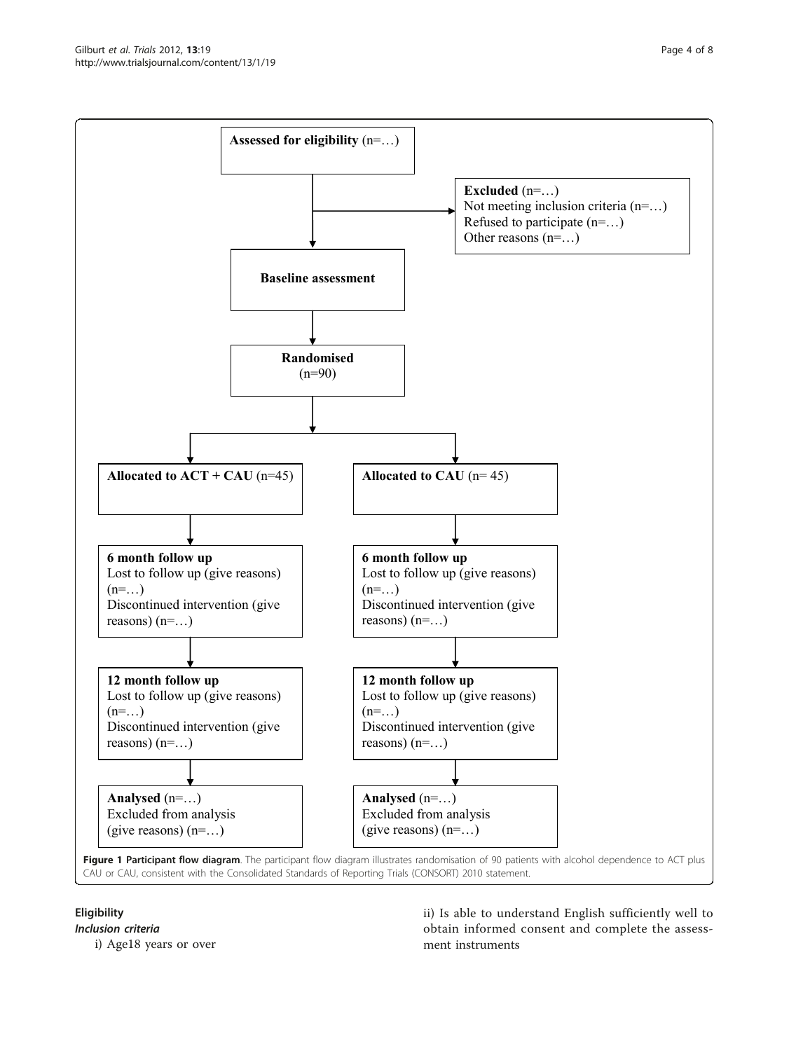Assessed for eligibility (n=…)

Excluded (n=…)
Not meeting inclusion criteria (n=…)
Refused to participate (n=…)
Other reasons (n=…)

Baseline assessment

Randomised (n=90)

| Allocated to ACT + CAU (n=45) | Allocated to CAU (n= 45) |
| --- | --- |
| 6 month follow up<br>Lost to follow up (give reasons) (n=…)<br>Discontinued intervention (give reasons) (n=…) | 6 month follow up<br>Lost to follow up (give reasons) (n=…)<br>Discontinued intervention (give reasons) (n=…) |
| 12 month follow up<br>Lost to follow up (give reasons) (n=…)<br>Discontinued intervention (give reasons) (n=…) | 12 month follow up<br>Lost to follow up (give reasons) (n=…)<br>Discontinued intervention (give reasons) (n=…) |
| Analysed (n=…)<br>Excluded from analysis (give reasons) (n=…) | Analysed (n=…)<br>Excluded from analysis (give reasons) (n=…) |

**Figure 1 Participant flow diagram**. The participant flow diagram illustrates randomisation of 90 patients with alcohol dependence to ACT plus CAU or CAU, consistent with the Consolidated Standards of Reporting Trials (CONSORT) 2010 statement.

### Eligibility

#### *Inclusion criteria*

i) Age18 years or over

ii) Is able to understand English sufficiently well to obtain informed consent and complete the assessment instruments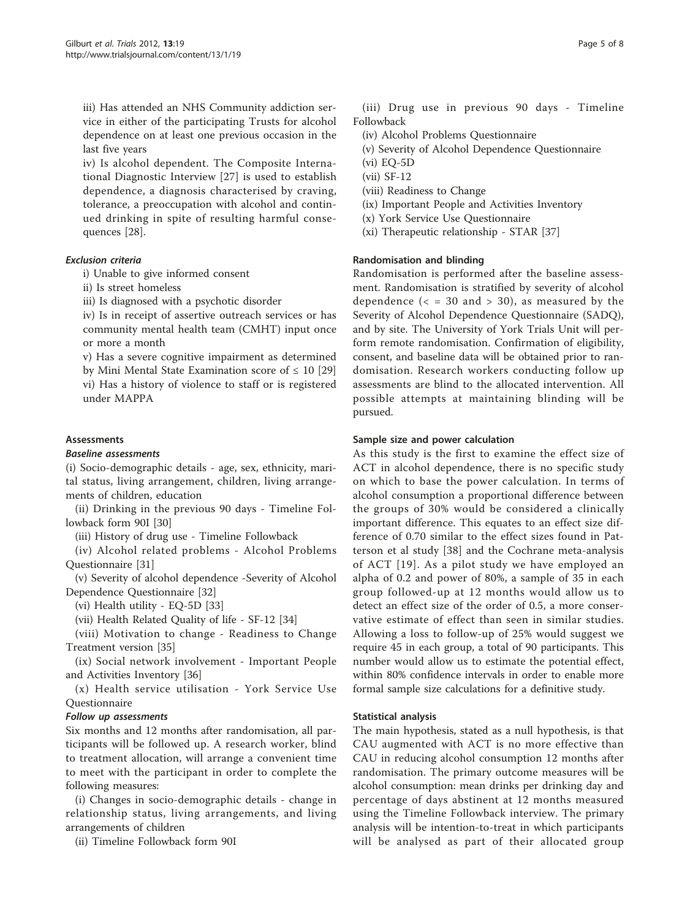iii) Has attended an NHS Community addiction service in either of the participating Trusts for alcohol dependence on at least one previous occasion in the last five years

iv) Is alcohol dependent. The Composite International Diagnostic Interview [27] is used to establish dependence, a diagnosis characterised by craving, tolerance, a preoccupation with alcohol and continued drinking in spite of resulting harmful consequences [28].

#### *Exclusion criteria*

i) Unable to give informed consent

ii) Is street homeless

iii) Is diagnosed with a psychotic disorder

iv) Is in receipt of assertive outreach services or has community mental health team (CMHT) input once or more a month

v) Has a severe cognitive impairment as determined by Mini Mental State Examination score of ≤ 10 [29]

vi) Has a history of violence to staff or is registered under MAPPA

### Assessments

#### *Baseline assessments*

(i) Socio-demographic details - age, sex, ethnicity, marital status, living arrangement, children, living arrangements of children, education

(ii) Drinking in the previous 90 days - Timeline Followback form 90I [30]

(iii) History of drug use - Timeline Followback

(iv) Alcohol related problems - Alcohol Problems Questionnaire [31]

(v) Severity of alcohol dependence -Severity of Alcohol Dependence Questionnaire [32]

(vi) Health utility - EQ-5D [33]

(vii) Health Related Quality of life - SF-12 [34]

(viii) Motivation to change - Readiness to Change Treatment version [35]

(ix) Social network involvement - Important People and Activities Inventory [36]

(x) Health service utilisation - York Service Use Questionnaire

#### *Follow up assessments*

Six months and 12 months after randomisation, all participants will be followed up. A research worker, blind to treatment allocation, will arrange a convenient time to meet with the participant in order to complete the following measures:

(i) Changes in socio-demographic details - change in relationship status, living arrangements, and living arrangements of children

(ii) Timeline Followback form 90I

(iii) Drug use in previous 90 days - Timeline Followback

(iv) Alcohol Problems Questionnaire

(v) Severity of Alcohol Dependence Questionnaire

(vi) EQ-5D

(vii) SF-12

(viii) Readiness to Change

(ix) Important People and Activities Inventory

(x) York Service Use Questionnaire

(xi) Therapeutic relationship - STAR [37]

### Randomisation and blinding

Randomisation is performed after the baseline assessment. Randomisation is stratified by severity of alcohol dependence (< = 30 and > 30), as measured by the Severity of Alcohol Dependence Questionnaire (SADQ), and by site. The University of York Trials Unit will perform remote randomisation. Confirmation of eligibility, consent, and baseline data will be obtained prior to randomisation. Research workers conducting follow up assessments are blind to the allocated intervention. All possible attempts at maintaining blinding will be pursued.

### Sample size and power calculation

As this study is the first to examine the effect size of ACT in alcohol dependence, there is no specific study on which to base the power calculation. In terms of alcohol consumption a proportional difference between the groups of 30% would be considered a clinically important difference. This equates to an effect size difference of 0.70 similar to the effect sizes found in Patterson et al study [38] and the Cochrane meta-analysis of ACT [19]. As a pilot study we have employed an alpha of 0.2 and power of 80%, a sample of 35 in each group followed-up at 12 months would allow us to detect an effect size of the order of 0.5, a more conservative estimate of effect than seen in similar studies. Allowing a loss to follow-up of 25% would suggest we require 45 in each group, a total of 90 participants. This number would allow us to estimate the potential effect, within 80% confidence intervals in order to enable more formal sample size calculations for a definitive study.

### Statistical analysis

The main hypothesis, stated as a null hypothesis, is that CAU augmented with ACT is no more effective than CAU in reducing alcohol consumption 12 months after randomisation. The primary outcome measures will be alcohol consumption: mean drinks per drinking day and percentage of days abstinent at 12 months measured using the Timeline Followback interview. The primary analysis will be intention-to-treat in which participants will be analysed as part of their allocated group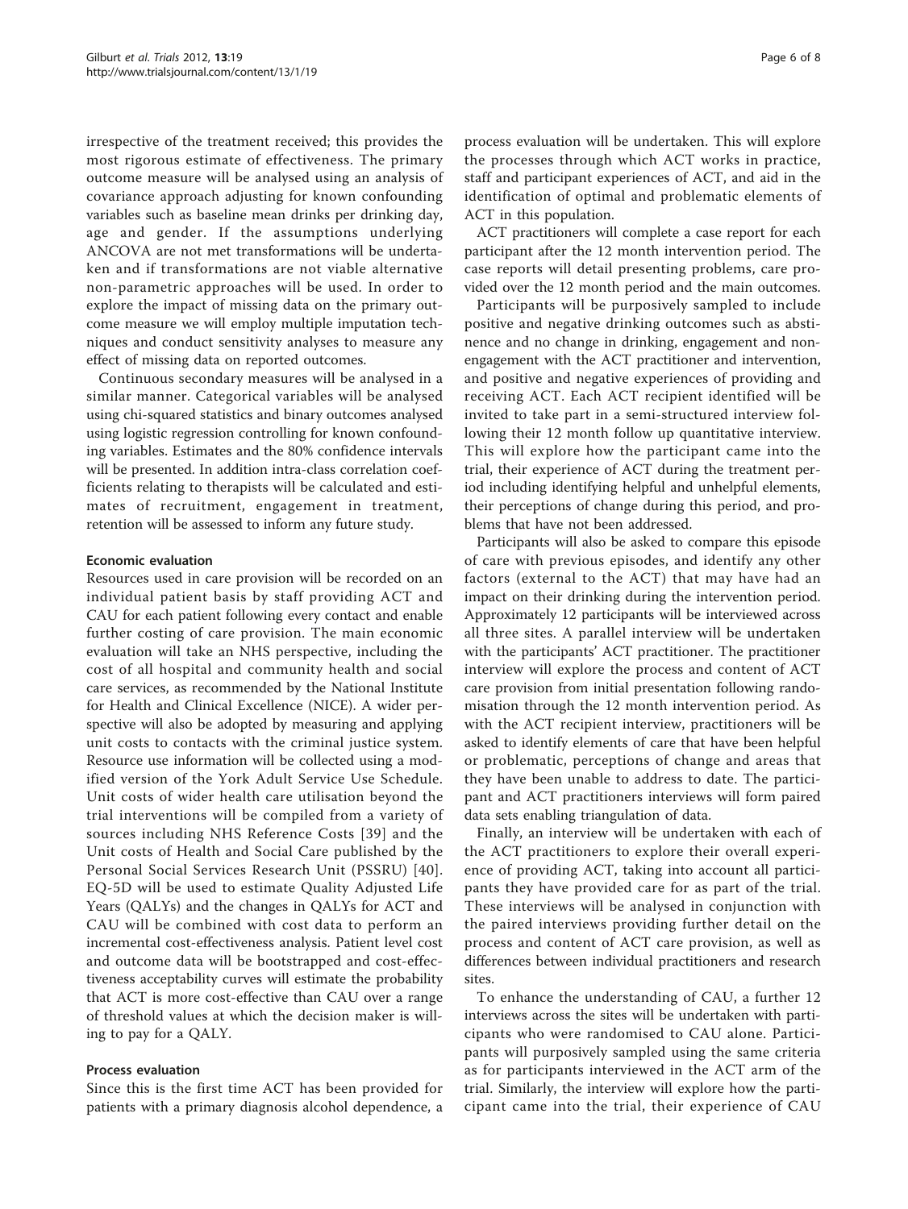irrespective of the treatment received; this provides the most rigorous estimate of effectiveness. The primary outcome measure will be analysed using an analysis of covariance approach adjusting for known confounding variables such as baseline mean drinks per drinking day, age and gender. If the assumptions underlying ANCOVA are not met transformations will be undertaken and if transformations are not viable alternative non-parametric approaches will be used. In order to explore the impact of missing data on the primary outcome measure we will employ multiple imputation techniques and conduct sensitivity analyses to measure any effect of missing data on reported outcomes.

Continuous secondary measures will be analysed in a similar manner. Categorical variables will be analysed using chi-squared statistics and binary outcomes analysed using logistic regression controlling for known confounding variables. Estimates and the 80% confidence intervals will be presented. In addition intra-class correlation coefficients relating to therapists will be calculated and estimates of recruitment, engagement in treatment, retention will be assessed to inform any future study.

#### Economic evaluation

Resources used in care provision will be recorded on an individual patient basis by staff providing ACT and CAU for each patient following every contact and enable further costing of care provision. The main economic evaluation will take an NHS perspective, including the cost of all hospital and community health and social care services, as recommended by the National Institute for Health and Clinical Excellence (NICE). A wider perspective will also be adopted by measuring and applying unit costs to contacts with the criminal justice system. Resource use information will be collected using a modified version of the York Adult Service Use Schedule. Unit costs of wider health care utilisation beyond the trial interventions will be compiled from a variety of sources including NHS Reference Costs [39] and the Unit costs of Health and Social Care published by the Personal Social Services Research Unit (PSSRU) [40]. EQ-5D will be used to estimate Quality Adjusted Life Years (QALYs) and the changes in QALYs for ACT and CAU will be combined with cost data to perform an incremental cost-effectiveness analysis. Patient level cost and outcome data will be bootstrapped and cost-effectiveness acceptability curves will estimate the probability that ACT is more cost-effective than CAU over a range of threshold values at which the decision maker is willing to pay for a QALY.

#### Process evaluation

Since this is the first time ACT has been provided for patients with a primary diagnosis alcohol dependence, a process evaluation will be undertaken. This will explore the processes through which ACT works in practice, staff and participant experiences of ACT, and aid in the identification of optimal and problematic elements of ACT in this population.

ACT practitioners will complete a case report for each participant after the 12 month intervention period. The case reports will detail presenting problems, care provided over the 12 month period and the main outcomes.

Participants will be purposively sampled to include positive and negative drinking outcomes such as abstinence and no change in drinking, engagement and non-engagement with the ACT practitioner and intervention, and positive and negative experiences of providing and receiving ACT. Each ACT recipient identified will be invited to take part in a semi-structured interview following their 12 month follow up quantitative interview. This will explore how the participant came into the trial, their experience of ACT during the treatment period including identifying helpful and unhelpful elements, their perceptions of change during this period, and problems that have not been addressed.

Participants will also be asked to compare this episode of care with previous episodes, and identify any other factors (external to the ACT) that may have had an impact on their drinking during the intervention period. Approximately 12 participants will be interviewed across all three sites. A parallel interview will be undertaken with the participants' ACT practitioner. The practitioner interview will explore the process and content of ACT care provision from initial presentation following randomisation through the 12 month intervention period. As with the ACT recipient interview, practitioners will be asked to identify elements of care that have been helpful or problematic, perceptions of change and areas that they have been unable to address to date. The participant and ACT practitioners interviews will form paired data sets enabling triangulation of data.

Finally, an interview will be undertaken with each of the ACT practitioners to explore their overall experience of providing ACT, taking into account all participants they have provided care for as part of the trial. These interviews will be analysed in conjunction with the paired interviews providing further detail on the process and content of ACT care provision, as well as differences between individual practitioners and research sites.

To enhance the understanding of CAU, a further 12 interviews across the sites will be undertaken with participants who were randomised to CAU alone. Participants will purposively sampled using the same criteria as for participants interviewed in the ACT arm of the trial. Similarly, the interview will explore how the participant came into the trial, their experience of CAU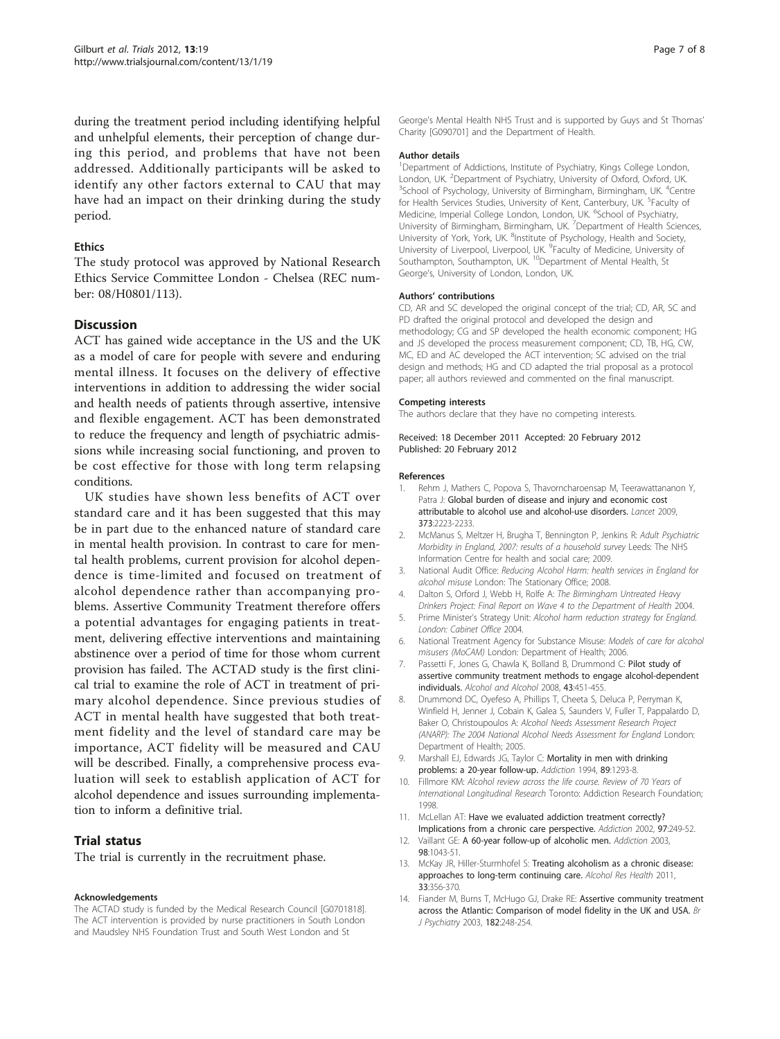during the treatment period including identifying helpful and unhelpful elements, their perception of change during this period, and problems that have not been addressed. Additionally participants will be asked to identify any other factors external to CAU that may have had an impact on their drinking during the study period.

### Ethics

The study protocol was approved by National Research Ethics Service Committee London - Chelsea (REC number: 08/H0801/113).

## Discussion

ACT has gained wide acceptance in the US and the UK as a model of care for people with severe and enduring mental illness. It focuses on the delivery of effective interventions in addition to addressing the wider social and health needs of patients through assertive, intensive and flexible engagement. ACT has been demonstrated to reduce the frequency and length of psychiatric admissions while increasing social functioning, and proven to be cost effective for those with long term relapsing conditions.

UK studies have shown less benefits of ACT over standard care and it has been suggested that this may be in part due to the enhanced nature of standard care in mental health provision. In contrast to care for mental health problems, current provision for alcohol dependence is time-limited and focused on treatment of alcohol dependence rather than accompanying problems. Assertive Community Treatment therefore offers a potential advantages for engaging patients in treatment, delivering effective interventions and maintaining abstinence over a period of time for those whom current provision has failed. The ACTAD study is the first clinical trial to examine the role of ACT in treatment of primary alcohol dependence. Since previous studies of ACT in mental health have suggested that both treatment fidelity and the level of standard care may be importance, ACT fidelity will be measured and CAU will be described. Finally, a comprehensive process evaluation will seek to establish application of ACT for alcohol dependence and issues surrounding implementation to inform a definitive trial.

## Trial status

The trial is currently in the recruitment phase.

#### Acknowledgements

The ACTAD study is funded by the Medical Research Council [G0701818]. The ACT intervention is provided by nurse practitioners in South London and Maudsley NHS Foundation Trust and South West London and St George's Mental Health NHS Trust and is supported by Guys and St Thomas' Charity [G090701] and the Department of Health.

#### Author details

[1]Department of Addictions, Institute of Psychiatry, Kings College London, London, UK. [2]Department of Psychiatry, University of Oxford, Oxford, UK. [3]School of Psychology, University of Birmingham, Birmingham, UK. [4]Centre for Health Services Studies, University of Kent, Canterbury, UK. [5]Faculty of Medicine, Imperial College London, London, UK. [6]School of Psychiatry, University of Birmingham, Birmingham, UK. [7]Department of Health Sciences, University of York, York, UK. [8]Institute of Psychology, Health and Society, University of Liverpool, Liverpool, UK. [9]Faculty of Medicine, University of Southampton, Southampton, UK. [10]Department of Mental Health, St George's, University of London, London, UK.

#### Authors' contributions

CD, AR and SC developed the original concept of the trial; CD, AR, SC and PD drafted the original protocol and developed the design and methodology; CG and SP developed the health economic component; HG and JS developed the process measurement component; CD, TB, HG, CW, MC, ED and AC developed the ACT intervention; SC advised on the trial design and methods; HG and CD adapted the trial proposal as a protocol paper; all authors reviewed and commented on the final manuscript.

#### Competing interests

The authors declare that they have no competing interests.

Received: 18 December 2011 Accepted: 20 February 2012
Published: 20 February 2012

#### References

1. Rehm J, Mathers C, Popova S, Thavorncharoensap M, Teerawattananon Y, Patra J: **Global burden of disease and injury and economic cost attributable to alcohol use and alcohol-use disorders.** *Lancet* 2009, **373**:2223-2233.
2. McManus S, Meltzer H, Brugha T, Bennington P, Jenkins R: *Adult Psychiatric Morbidity in England, 2007: results of a household survey* Leeds: The NHS Information Centre for health and social care; 2009.
3. National Audit Office: *Reducing Alcohol Harm: health services in England for alcohol misuse* London: The Stationary Office; 2008.
4. Dalton S, Orford J, Webb H, Rolfe A: *The Birmingham Untreated Heavy Drinkers Project: Final Report on Wave 4 to the Department of Health* 2004.
5. Prime Minister's Strategy Unit: *Alcohol harm reduction strategy for England. London: Cabinet Office* 2004.
6. National Treatment Agency for Substance Misuse: *Models of care for alcohol misusers (MoCAM)* London: Department of Health; 2006.
7. Passetti F, Jones G, Chawla K, Bolland B, Drummond C: **Pilot study of assertive community treatment methods to engage alcohol-dependent individuals.** *Alcohol and Alcohol* 2008, **43**:451-455.
8. Drummond DC, Oyefeso A, Phillips T, Cheeta S, Deluca P, Perryman K, Winfield H, Jenner J, Cobain K, Galea S, Saunders V, Fuller T, Pappalardo D, Baker O, Christoupoulos A: *Alcohol Needs Assessment Research Project (ANARP): The 2004 National Alcohol Needs Assessment for England* London: Department of Health; 2005.
9. Marshall EJ, Edwards JG, Taylor C: **Mortality in men with drinking problems: a 20-year follow-up.** *Addiction* 1994, **89**:1293-8.
10. Fillmore KM: *Alcohol review across the life course. Review of 70 Years of International Longitudinal Research* Toronto: Addiction Research Foundation; 1998.
11. McLellan AT: **Have we evaluated addiction treatment correctly? Implications from a chronic care perspective.** *Addiction* 2002, **97**:249-52.
12. Vaillant GE: **A 60-year follow-up of alcoholic men.** *Addiction* 2003, **98**:1043-51.
13. McKay JR, Hiller-Sturmhofel S: **Treating alcoholism as a chronic disease: approaches to long-term continuing care.** *Alcohol Res Health* 2011, **33**:356-370.
14. Fiander M, Burns T, McHugo GJ, Drake RE: **Assertive community treatment across the Atlantic: Comparison of model fidelity in the UK and USA.** *Br J Psychiatry* 2003, **182**:248-254.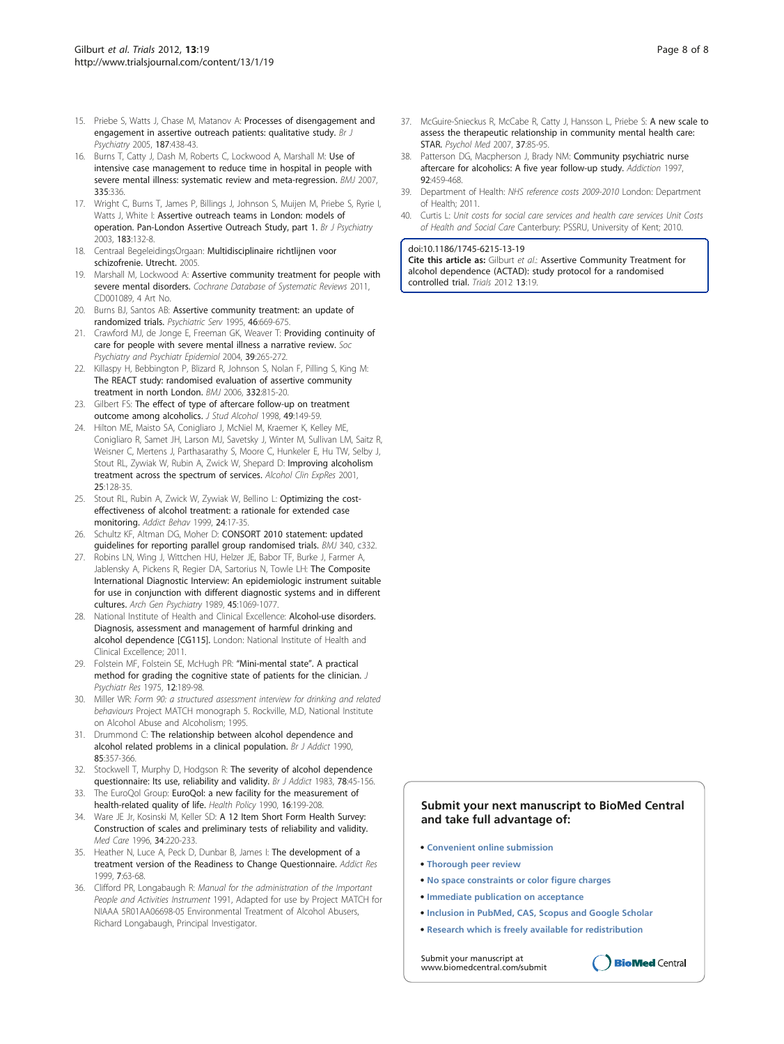15. Priebe S, Watts J, Chase M, Matanov A: **Processes of disengagement and engagement in assertive outreach patients: qualitative study.** *Br J Psychiatry* 2005, **187**:438-43.
16. Burns T, Catty J, Dash M, Roberts C, Lockwood A, Marshall M: **Use of intensive case management to reduce time in hospital in people with severe mental illness: systematic review and meta-regression.** *BMJ* 2007, **335**:336.
17. Wright C, Burns T, James P, Billings J, Johnson S, Muijen M, Priebe S, Ryrie I, Watts J, White I: **Assertive outreach teams in London: models of operation. Pan-London Assertive Outreach Study, part 1.** *Br J Psychiatry* 2003, **183**:132-8.
18. Centraal BegeleidingsOrgaan: **Multidisciplinaire richtlijnen voor schizofrenie. Utrecht.** 2005.
19. Marshall M, Lockwood A: **Assertive community treatment for people with severe mental disorders.** *Cochrane Database of Systematic Reviews* 2011, CD001089, 4 Art No.
20. Burns BJ, Santos AB: **Assertive community treatment: an update of randomized trials.** *Psychiatric Serv* 1995, **46**:669-675.
21. Crawford MJ, de Jonge E, Freeman GK, Weaver T: **Providing continuity of care for people with severe mental illness a narrative review.** *Soc Psychiatry and Psychiatr Epidemiol* 2004, **39**:265-272.
22. Killaspy H, Bebbington P, Blizard R, Johnson S, Nolan F, Pilling S, King M: **The REACT study: randomised evaluation of assertive community treatment in north London.** *BMJ* 2006, **332**:815-20.
23. Gilbert FS: **The effect of type of aftercare follow-up on treatment outcome among alcoholics.** *J Stud Alcohol* 1998, **49**:149-59.
24. Hilton ME, Maisto SA, Conigliaro J, McNiel M, Kraemer K, Kelley ME, Conigliaro R, Samet JH, Larson MJ, Savetsky J, Winter M, Sullivan LM, Saitz R, Weisner C, Mertens J, Parthasarathy S, Moore C, Hunkeler E, Hu TW, Selby J, Stout RL, Zywiak W, Rubin A, Zwick W, Shepard D: **Improving alcoholism treatment across the spectrum of services.** *Alcohol Clin ExpRes* 2001, **25**:128-35.
25. Stout RL, Rubin A, Zwick W, Zywiak W, Bellino L: **Optimizing the cost-effectiveness of alcohol treatment: a rationale for extended case monitoring.** *Addict Behav* 1999, **24**:17-35.
26. Schultz KF, Altman DG, Moher D: **CONSORT 2010 statement: updated guidelines for reporting parallel group randomised trials.** *BMJ* 340, c332.
27. Robins LN, Wing J, Wittchen HU, Helzer JE, Babor TF, Burke J, Farmer A, Jablensky A, Pickens R, Regier DA, Sartorius N, Towle LH: **The Composite International Diagnostic Interview: An epidemiologic instrument suitable for use in conjunction with different diagnostic systems and in different cultures.** *Arch Gen Psychiatry* 1989, **45**:1069-1077.
28. National Institute of Health and Clinical Excellence: **Alcohol-use disorders. Diagnosis, assessment and management of harmful drinking and alcohol dependence [CG115].** London: National Institute of Health and Clinical Excellence; 2011.
29. Folstein MF, Folstein SE, McHugh PR: **"Mini-mental state". A practical method for grading the cognitive state of patients for the clinician.** *J Psychiatr Res* 1975, **12**:189-98.
30. Miller WR: *Form 90: a structured assessment interview for drinking and related behaviours* Project MATCH monograph 5. Rockville, M.D, National Institute on Alcohol Abuse and Alcoholism; 1995.
31. Drummond C: **The relationship between alcohol dependence and alcohol related problems in a clinical population.** *Br J Addict* 1990, **85**:357-366.
32. Stockwell T, Murphy D, Hodgson R: **The severity of alcohol dependence questionnaire: Its use, reliability and validity.** *Br J Addict* 1983, **78**:45-156.
33. The EuroQol Group: **EuroQol: a new facility for the measurement of health-related quality of life.** *Health Policy* 1990, **16**:199-208.
34. Ware JE Jr, Kosinski M, Keller SD: **A 12 Item Short Form Health Survey: Construction of scales and preliminary tests of reliability and validity.** *Med Care* 1996, **34**:220-233.
35. Heather N, Luce A, Peck D, Dunbar B, James I: **The development of a treatment version of the Readiness to Change Questionnaire.** *Addict Res* 1999, **7**:63-68.
36. Clifford PR, Longabaugh R: *Manual for the administration of the Important People and Activities Instrument* 1991, Adapted for use by Project MATCH for NIAAA 5R01AA06698-05 Environmental Treatment of Alcohol Abusers, Richard Longabaugh, Principal Investigator.
37. McGuire-Snieckus R, McCabe R, Catty J, Hansson L, Priebe S: **A new scale to assess the therapeutic relationship in community mental health care: STAR.** *Psychol Med* 2007, **37**:85-95.
38. Patterson DG, Macpherson J, Brady NM: **Community psychiatric nurse aftercare for alcoholics: A five year follow-up study.** *Addiction* 1997, **92**:459-468.
39. Department of Health: *NHS reference costs 2009-2010* London: Department of Health; 2011.
40. Curtis L: *Unit costs for social care services and health care services Unit Costs of Health and Social Care* Canterbury: PSSRU, University of Kent; 2010.

doi:10.1186/1745-6215-13-19

**Cite this article as:** Gilburt *et al.*: Assertive Community Treatment for alcohol dependence (ACTAD): study protocol for a randomised controlled trial. *Trials* 2012 **13**:19.

**Submit your next manuscript to BioMed Central and take full advantage of:**

- **Convenient online submission**
- **Thorough peer review**
- **No space constraints or color figure charges**
- **Immediate publication on acceptance**
- **Inclusion in PubMed, CAS, Scopus and Google Scholar**
- **Research which is freely available for redistribution**

Submit your manuscript at www.biomedcentral.com/submit

BioMed Central